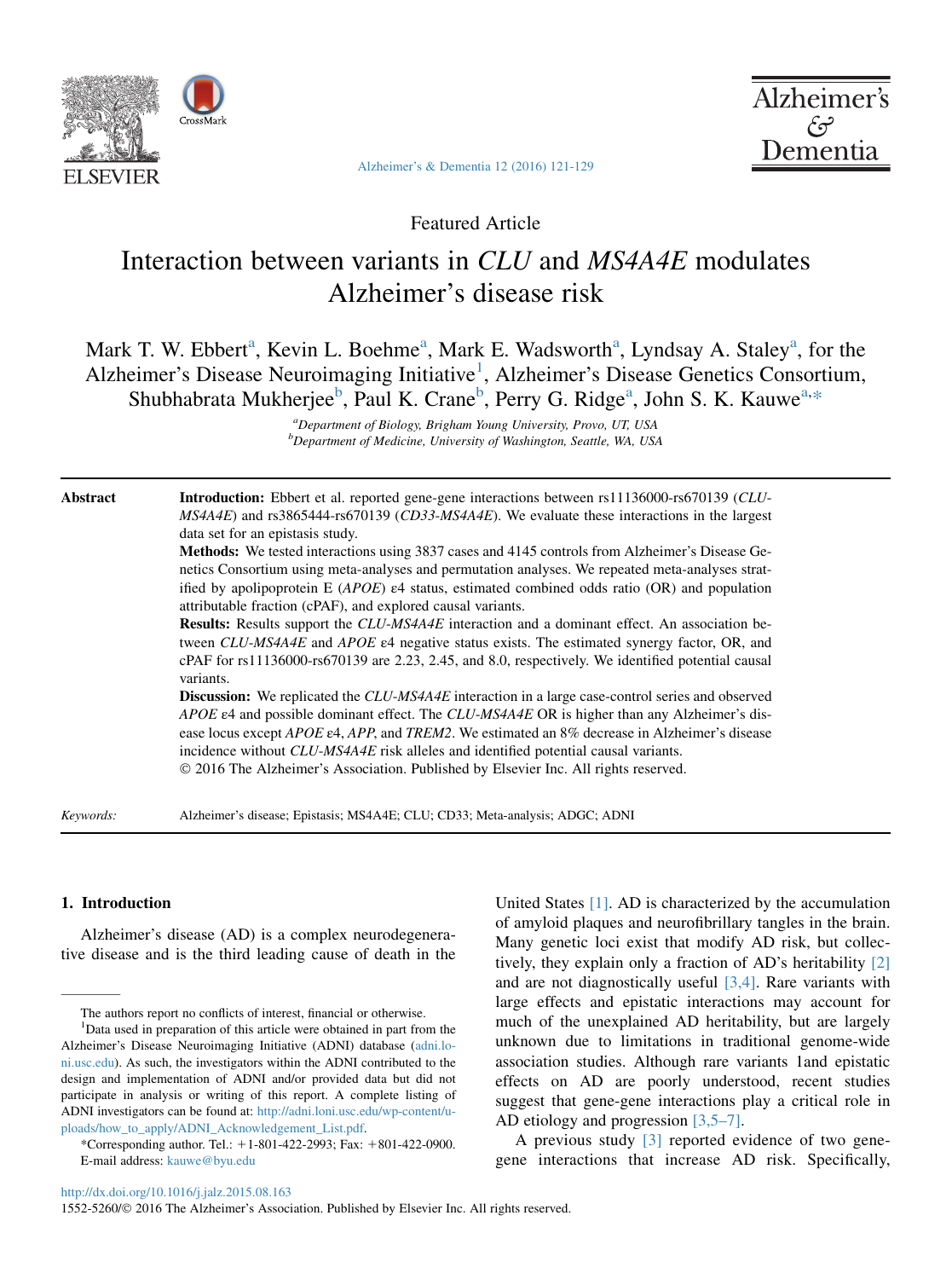Featured Article

# Interaction between variants in *CLU* and *MS4A4E* modulates Alzheimer's disease risk

Mark T. W. Ebbert[a], Kevin L. Boehme[a], Mark E. Wadsworth[a], Lyndsay A. Staley[a], for the Alzheimer's Disease Neuroimaging Initiative[1], Alzheimer's Disease Genetics Consortium, Shubhabrata Mukherjee[b], Paul K. Crane[b], Perry G. Ridge[a], John S. K. Kauwe[a,*]

[a]*Department of Biology, Brigham Young University, Provo, UT, USA*
[b]*Department of Medicine, University of Washington, Seattle, WA, USA*

**Abstract**

**Introduction:** Ebbert et al. reported gene-gene interactions between rs11136000-rs670139 (*CLU-MS4A4E*) and rs3865444-rs670139 (*CD33-MS4A4E*). We evaluate these interactions in the largest data set for an epistasis study.

**Methods:** We tested interactions using 3837 cases and 4145 controls from Alzheimer's Disease Genetics Consortium using meta-analyses and permutation analyses. We repeated meta-analyses stratified by apolipoprotein E (*APOE*) ε4 status, estimated combined odds ratio (OR) and population attributable fraction (cPAF), and explored causal variants.

**Results:** Results support the *CLU-MS4A4E* interaction and a dominant effect. An association between *CLU-MS4A4E* and *APOE* ε4 negative status exists. The estimated synergy factor, OR, and cPAF for rs11136000-rs670139 are 2.23, 2.45, and 8.0, respectively. We identified potential causal variants.

**Discussion:** We replicated the *CLU-MS4A4E* interaction in a large case-control series and observed *APOE* ε4 and possible dominant effect. The *CLU-MS4A4E* OR is higher than any Alzheimer's disease locus except *APOE* ε4, *APP*, and *TREM2*. We estimated an 8% decrease in Alzheimer's disease incidence without *CLU-MS4A4E* risk alleles and identified potential causal variants.

© 2016 The Alzheimer's Association. Published by Elsevier Inc. All rights reserved.

*Keywords:* Alzheimer's disease; Epistasis; MS4A4E; CLU; CD33; Meta-analysis; ADGC; ADNI

## 1. Introduction

Alzheimer's disease (AD) is a complex neurodegenerative disease and is the third leading cause of death in the United States [1]. AD is characterized by the accumulation of amyloid plaques and neurofibrillary tangles in the brain. Many genetic loci exist that modify AD risk, but collectively, they explain only a fraction of AD's heritability [2] and are not diagnostically useful [3,4]. Rare variants with large effects and epistatic interactions may account for much of the unexplained AD heritability, but are largely unknown due to limitations in traditional genome-wide association studies. Although rare variants 1and epistatic effects on AD are poorly understood, recent studies suggest that gene-gene interactions play a critical role in AD etiology and progression [3,5–7].

A previous study [3] reported evidence of two gene-gene interactions that increase AD risk. Specifically,

---

The authors report no conflicts of interest, financial or otherwise.

[1]Data used in preparation of this article were obtained in part from the Alzheimer's Disease Neuroimaging Initiative (ADNI) database (adni.loni.usc.edu). As such, the investigators within the ADNI contributed to the design and implementation of ADNI and/or provided data but did not participate in analysis or writing of this report. A complete listing of ADNI investigators can be found at: http://adni.loni.usc.edu/wp-content/uploads/how_to_apply/ADNI_Acknowledgement_List.pdf.

*Corresponding author. Tel.: +1-801-422-2993; Fax: +801-422-0900.
E-mail address: kauwe@byu.edu

http://dx.doi.org/10.1016/j.jalz.2015.08.163
1552-5260/© 2016 The Alzheimer's Association. Published by Elsevier Inc. All rights reserved.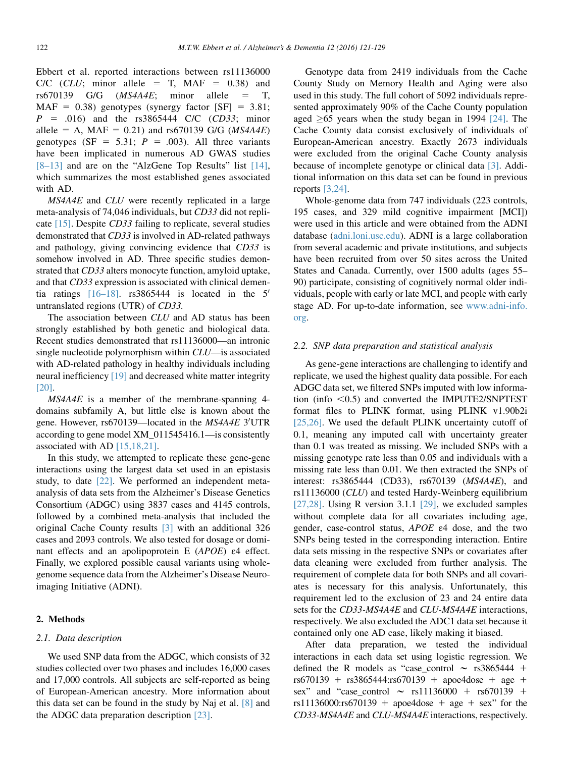Ebbert et al. reported interactions between rs11136000 C/C (*CLU*; minor allele = T, MAF = 0.38) and rs670139 G/G (*MS4A4E*; minor allele = T, MAF = 0.38) genotypes (synergy factor [SF] = 3.81; $P$ = .016) and the rs3865444 C/C (*CD33*; minor allele = A, MAF = 0.21) and rs670139 G/G (*MS4A4E*) genotypes (SF = 5.31; $P$ = .003). All three variants have been implicated in numerous AD GWAS studies [8–13] and are on the "AlzGene Top Results" list [14], which summarizes the most established genes associated with AD.

*MS4A4E* and *CLU* were recently replicated in a large meta-analysis of 74,046 individuals, but *CD33* did not replicate [15]. Despite *CD33* failing to replicate, several studies demonstrated that *CD33* is involved in AD-related pathways and pathology, giving convincing evidence that *CD33* is somehow involved in AD. Three specific studies demonstrated that *CD33* alters monocyte function, amyloid uptake, and that *CD33* expression is associated with clinical dementia ratings [16–18]. rs3865444 is located in the 5′ untranslated regions (UTR) of *CD33*.

The association between *CLU* and AD status has been strongly established by both genetic and biological data. Recent studies demonstrated that rs11136000—an intronic single nucleotide polymorphism within *CLU*—is associated with AD-related pathology in healthy individuals including neural inefficiency [19] and decreased white matter integrity [20].

*MS4A4E* is a member of the membrane-spanning 4-domains subfamily A, but little else is known about the gene. However, rs670139—located in the *MS4A4E* 3′UTR according to gene model XM_011545416.1—is consistently associated with AD [15,18,21].

In this study, we attempted to replicate these gene-gene interactions using the largest data set used in an epistasis study, to date [22]. We performed an independent meta-analysis of data sets from the Alzheimer's Disease Genetics Consortium (ADGC) using 3837 cases and 4145 controls, followed by a combined meta-analysis that included the original Cache County results [3] with an additional 326 cases and 2093 controls. We also tested for dosage or dominant effects and an apolipoprotein E (*APOE*) ε4 effect. Finally, we explored possible causal variants using whole-genome sequence data from the Alzheimer's Disease Neuroimaging Initiative (ADNI).

## 2. Methods

### 2.1. Data description

We used SNP data from the ADGC, which consists of 32 studies collected over two phases and includes 16,000 cases and 17,000 controls. All subjects are self-reported as being of European-American ancestry. More information about this data set can be found in the study by Naj et al. [8] and the ADGC data preparation description [23].

Genotype data from 2419 individuals from the Cache County Study on Memory Health and Aging were also used in this study. The full cohort of 5092 individuals represented approximately 90% of the Cache County population aged ≥65 years when the study began in 1994 [24]. The Cache County data consist exclusively of individuals of European-American ancestry. Exactly 2673 individuals were excluded from the original Cache County analysis because of incomplete genotype or clinical data [3]. Additional information on this data set can be found in previous reports [3,24].

Whole-genome data from 747 individuals (223 controls, 195 cases, and 329 mild cognitive impairment [MCI]) were used in this article and were obtained from the ADNI database (adni.loni.usc.edu). ADNI is a large collaboration from several academic and private institutions, and subjects have been recruited from over 50 sites across the United States and Canada. Currently, over 1500 adults (ages 55–90) participate, consisting of cognitively normal older individuals, people with early or late MCI, and people with early stage AD. For up-to-date information, see www.adni-info.org.

### 2.2. SNP data preparation and statistical analysis

As gene-gene interactions are challenging to identify and replicate, we used the highest quality data possible. For each ADGC data set, we filtered SNPs imputed with low information (info <0.5) and converted the IMPUTE2/SNPTEST format files to PLINK format, using PLINK v1.90b2i [25,26]. We used the default PLINK uncertainty cutoff of 0.1, meaning any imputed call with uncertainty greater than 0.1 was treated as missing. We included SNPs with a missing genotype rate less than 0.05 and individuals with a missing rate less than 0.01. We then extracted the SNPs of interest: rs3865444 (CD33), rs670139 (*MS4A4E*), and rs11136000 (*CLU*) and tested Hardy-Weinberg equilibrium [27,28]. Using R version 3.1.1 [29], we excluded samples without complete data for all covariates including age, gender, case-control status, *APOE* ε4 dose, and the two SNPs being tested in the corresponding interaction. Entire data sets missing in the respective SNPs or covariates after data cleaning were excluded from further analysis. The requirement of complete data for both SNPs and all covariates is necessary for this analysis. Unfortunately, this requirement led to the exclusion of 23 and 24 entire data sets for the *CD33-MS4A4E* and *CLU-MS4A4E* interactions, respectively. We also excluded the ADC1 data set because it contained only one AD case, likely making it biased.

After data preparation, we tested the individual interactions in each data set using logistic regression. We defined the R models as "case_control ∼ rs3865444 + rs670139 + rs3865444:rs670139 + apoe4dose + age + sex" and "case_control ∼ rs11136000 + rs670139 + rs11136000:rs670139 + apoe4dose + age + sex" for the *CD33-MS4A4E* and *CLU-MS4A4E* interactions, respectively.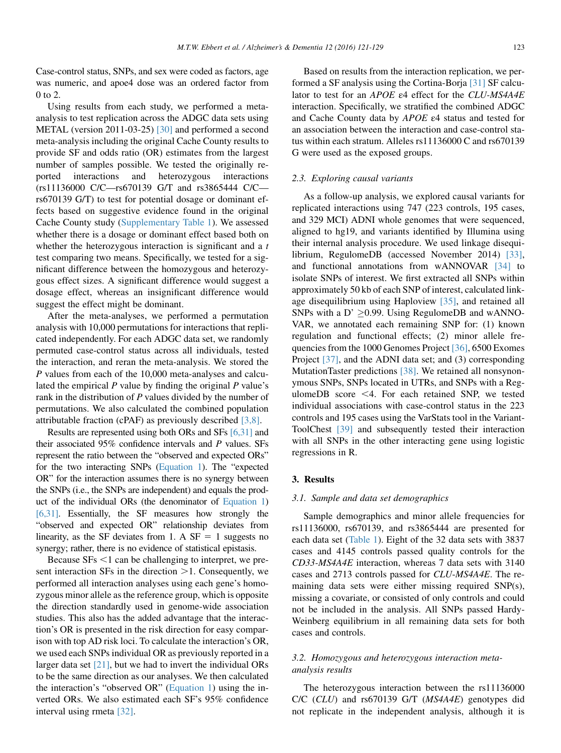Case-control status, SNPs, and sex were coded as factors, age was numeric, and apoe4 dose was an ordered factor from 0 to 2.

Using results from each study, we performed a meta-analysis to test replication across the ADGC data sets using METAL (version 2011-03-25) [30] and performed a second meta-analysis including the original Cache County results to provide SF and odds ratio (OR) estimates from the largest number of samples possible. We tested the originally reported interactions and heterozygous interactions (rs11136000 C/C—rs670139 G/T and rs3865444 C/C—rs670139 G/T) to test for potential dosage or dominant effects based on suggestive evidence found in the original Cache County study (Supplementary Table 1). We assessed whether there is a dosage or dominant effect based both on whether the heterozygous interaction is significant and a $t$ test comparing two means. Specifically, we tested for a significant difference between the homozygous and heterozygous effect sizes. A significant difference would suggest a dosage effect, whereas an insignificant difference would suggest the effect might be dominant.

After the meta-analyses, we performed a permutation analysis with 10,000 permutations for interactions that replicated independently. For each ADGC data set, we randomly permuted case-control status across all individuals, tested the interaction, and reran the meta-analysis. We stored the $P$ values from each of the 10,000 meta-analyses and calculated the empirical $P$ value by finding the original $P$ value's rank in the distribution of $P$ values divided by the number of permutations. We also calculated the combined population attributable fraction (cPAF) as previously described [3,8].

Results are represented using both ORs and SFs [6,31] and their associated 95% confidence intervals and $P$ values. SFs represent the ratio between the "observed and expected ORs" for the two interacting SNPs (Equation 1). The "expected OR" for the interaction assumes there is no synergy between the SNPs (i.e., the SNPs are independent) and equals the product of the individual ORs (the denominator of Equation 1) [6,31]. Essentially, the SF measures how strongly the "observed and expected OR" relationship deviates from linearity, as the SF deviates from 1. A SF = 1 suggests no synergy; rather, there is no evidence of statistical epistasis.

Because SFs <1 can be challenging to interpret, we present interaction SFs in the direction >1. Consequently, we performed all interaction analyses using each gene's homozygous minor allele as the reference group, which is opposite the direction standardly used in genome-wide association studies. This also has the added advantage that the interaction's OR is presented in the risk direction for easy comparison with top AD risk loci. To calculate the interaction's OR, we used each SNPs individual OR as previously reported in a larger data set [21], but we had to invert the individual ORs to be the same direction as our analyses. We then calculated the interaction's "observed OR" (Equation 1) using the inverted ORs. We also estimated each SF's 95% confidence interval using rmeta [32].

Based on results from the interaction replication, we performed a SF analysis using the Cortina-Borja [31] SF calculator to test for an *APOE* ε4 effect for the *CLU-MS4A4E* interaction. Specifically, we stratified the combined ADGC and Cache County data by *APOE* ε4 status and tested for an association between the interaction and case-control status within each stratum. Alleles rs11136000 C and rs670139 G were used as the exposed groups.

### 2.3. Exploring causal variants

As a follow-up analysis, we explored causal variants for replicated interactions using 747 (223 controls, 195 cases, and 329 MCI) ADNI whole genomes that were sequenced, aligned to hg19, and variants identified by Illumina using their internal analysis procedure. We used linkage disequilibrium, RegulomeDB (accessed November 2014) [33], and functional annotations from wANNOVAR [34] to isolate SNPs of interest. We first extracted all SNPs within approximately 50 kb of each SNP of interest, calculated linkage disequilibrium using Haploview [35], and retained all SNPs with a D' ≥0.99. Using RegulomeDB and wANNOVAR, we annotated each remaining SNP for: (1) known regulation and functional effects; (2) minor allele frequencies from the 1000 Genomes Project [36], 6500 Exomes Project [37], and the ADNI data set; and (3) corresponding MutationTaster predictions [38]. We retained all nonsynonymous SNPs, SNPs located in UTRs, and SNPs with a RegulomeDB score <4. For each retained SNP, we tested individual associations with case-control status in the 223 controls and 195 cases using the VarStats tool in the VariantToolChest [39] and subsequently tested their interaction with all SNPs in the other interacting gene using logistic regressions in R.

## 3. Results

### 3.1. Sample and data set demographics

Sample demographics and minor allele frequencies for rs11136000, rs670139, and rs3865444 are presented for each data set (Table 1). Eight of the 32 data sets with 3837 cases and 4145 controls passed quality controls for the *CD33-MS4A4E* interaction, whereas 7 data sets with 3140 cases and 2713 controls passed for *CLU-MS4A4E*. The remaining data sets were either missing required SNP(s), missing a covariate, or consisted of only controls and could not be included in the analysis. All SNPs passed Hardy-Weinberg equilibrium in all remaining data sets for both cases and controls.

### 3.2. Homozygous and heterozygous interaction meta-analysis results

The heterozygous interaction between the rs11136000 C/C (*CLU*) and rs670139 G/T (*MS4A4E*) genotypes did not replicate in the independent analysis, although it is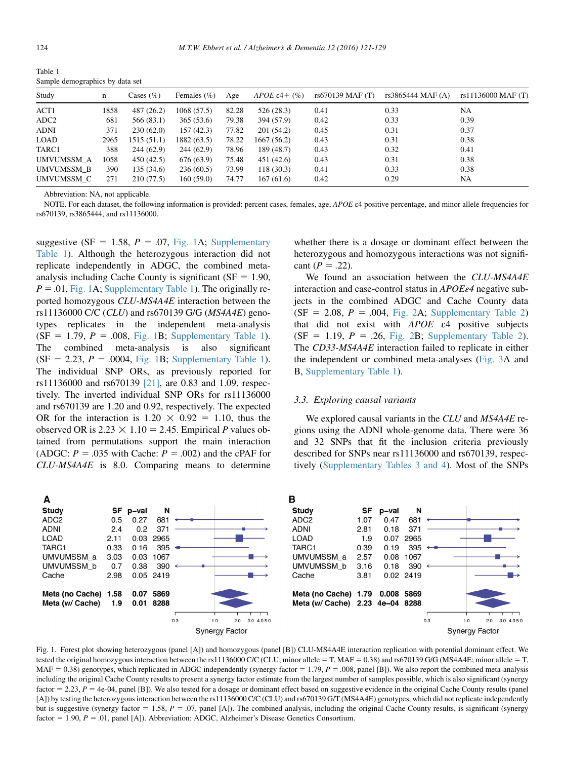Table 1
Sample demographics by data set

| Study | n | Cases (%) | Females (%) | Age | *APOE* ε4+ (%) | rs670139 MAF (T) | rs3865444 MAF (A) | rs11136000 MAF (T) |
|---|---|---|---|---|---|---|---|---|
| ACT1 | 1858 | 487 (26.2) | 1068 (57.5) | 82.28 | 526 (28.3) | 0.41 | 0.33 | NA |
| ADC2 | 681 | 566 (83.1) | 365 (53.6) | 79.38 | 394 (57.9) | 0.42 | 0.33 | 0.39 |
| ADNI | 371 | 230 (62.0) | 157 (42.3) | 77.82 | 201 (54.2) | 0.45 | 0.31 | 0.37 |
| LOAD | 2965 | 1515 (51.1) | 1882 (63.5) | 78.22 | 1667 (56.2) | 0.43 | 0.31 | 0.38 |
| TARC1 | 388 | 244 (62.9) | 244 (62.9) | 78.96 | 189 (48.7) | 0.43 | 0.32 | 0.41 |
| UMVUMSSM_A | 1058 | 450 (42.5) | 676 (63.9) | 75.48 | 451 (42.6) | 0.43 | 0.31 | 0.38 |
| UMVUMSSM_B | 390 | 135 (34.6) | 236 (60.5) | 73.99 | 118 (30.3) | 0.41 | 0.33 | 0.38 |
| UMVUMSSM_C | 271 | 210 (77.5) | 160 (59.0) | 74.77 | 167 (61.6) | 0.42 | 0.29 | NA |

Abbreviation: NA, not applicable.

NOTE. For each dataset, the following information is provided: percent cases, females, age, *APOE* ε4 positive percentage, and minor allele frequencies for rs670139, rs3865444, and rs11136000.

suggestive (SF = 1.58, *P* = .07, Fig. 1A; Supplementary Table 1). Although the heterozygous interaction did not replicate independently in ADGC, the combined meta-analysis including Cache County is significant (SF = 1.90, *P* = .01, Fig. 1A; Supplementary Table 1). The originally reported homozygous *CLU-MS4A4E* interaction between the rs11136000 C/C (*CLU*) and rs670139 G/G (*MS4A4E*) genotypes replicates in the independent meta-analysis (SF = 1.79, *P* = .008, Fig. 1B; Supplementary Table 1). The combined meta-analysis is also significant (SF = 2.23, *P* = .0004, Fig. 1B; Supplementary Table 1). The individual SNP ORs, as previously reported for rs11136000 and rs670139 [21], are 0.83 and 1.09, respectively. The inverted individual SNP ORs for rs11136000 and rs670139 are 1.20 and 0.92, respectively. The expected OR for the interaction is 1.20 × 0.92 = 1.10, thus the observed OR is 2.23 × 1.10 = 2.45. Empirical *P* values obtained from permutations support the main interaction (ADGC: *P* = .035 with Cache: *P* = .002) and the cPAF for *CLU-MS4A4E* is 8.0. Comparing means to determine whether there is a dosage or dominant effect between the heterozygous and homozygous interactions was not significant (*P* = .22).

We found an association between the *CLU-MS4A4E* interaction and case-control status in *APOEε4* negative subjects in the combined ADGC and Cache County data (SF = 2.08, *P* = .004, Fig. 2A; Supplementary Table 2) that did not exist with *APOE* ε4 positive subjects (SF = 1.19, *P* = .26, Fig. 2B; Supplementary Table 2). The *CD33-MS4A4E* interaction failed to replicate in either the independent or combined meta-analyses (Fig. 3A and B, Supplementary Table 1).

### 3.3. Exploring causal variants

We explored causal variants in the *CLU* and *MS4A4E* regions using the ADNI whole-genome data. There were 36 and 32 SNPs that fit the inclusion criteria previously described for SNPs near rs11136000 and rs670139, respectively (Supplementary Tables 3 and 4). Most of the SNPs

**A**

| Study | SF | p-val | N |
|---|---|---|---|
| ADC2 | 0.5 | 0.27 | 681 |
| ADNI | 2.4 | 0.2 | 371 |
| LOAD | 2.11 | 0.03 | 2965 |
| TARC1 | 0.33 | 0.16 | 395 |
| UMVUMSSM_a | 3.03 | 0.03 | 1067 |
| UMVUMSSM_b | 0.7 | 0.38 | 390 |
| Cache | 2.98 | 0.05 | 2419 |
| **Meta (no Cache)** | **1.58** | **0.07** | **5869** |
| **Meta (w/ Cache)** | **1.9** | **0.01** | **8288** |

**B**

| Study | SF | p-val | N |
|---|---|---|---|
| ADC2 | 1.07 | 0.47 | 681 |
| ADNI | 2.81 | 0.18 | 371 |
| LOAD | 1.9 | 0.07 | 2965 |
| TARC1 | 0.39 | 0.19 | 395 |
| UMVUMSSM_a | 2.57 | 0.08 | 1067 |
| UMVUMSSM_b | 3.16 | 0.18 | 390 |
| Cache | 3.81 | 0.02 | 2419 |
| **Meta (no Cache)** | **1.79** | **0.008** | **5869** |
| **Meta (w/ Cache)** | **2.23** | **4e−04** | **8288** |

Synergy Factor

Fig. 1. Forest plot showing heterozygous (panel [A]) and homozygous (panel [B]) CLU-MS4A4E interaction replication with potential dominant effect. We tested the original homozygous interaction between the rs11136000 C/C (CLU; minor allele = T, MAF = 0.38) and rs670139 G/G (MS4A4E; minor allele = T, MAF = 0.38) genotypes, which replicated in ADGC independently (synergy factor = 1.79, *P* = .008, panel [B]). We also report the combined meta-analysis including the original Cache County results to present a synergy factor estimate from the largest number of samples possible, which is also significant (synergy factor = 2.23, *P* = 4e-04, panel [B]). We also tested for a dosage or dominant effect based on suggestive evidence in the original Cache County results (panel [A]) by testing the heterozygous interaction between the rs11136000 C/C (CLU) and rs670139 G/T (MS4A4E) genotypes, which did not replicate independently but is suggestive (synergy factor = 1.58, *P* = .07, panel [A]). The combined analysis, including the original Cache County results, is significant (synergy factor = 1.90, *P* = .01, panel [A]). Abbreviation: ADGC, Alzheimer's Disease Genetics Consortium.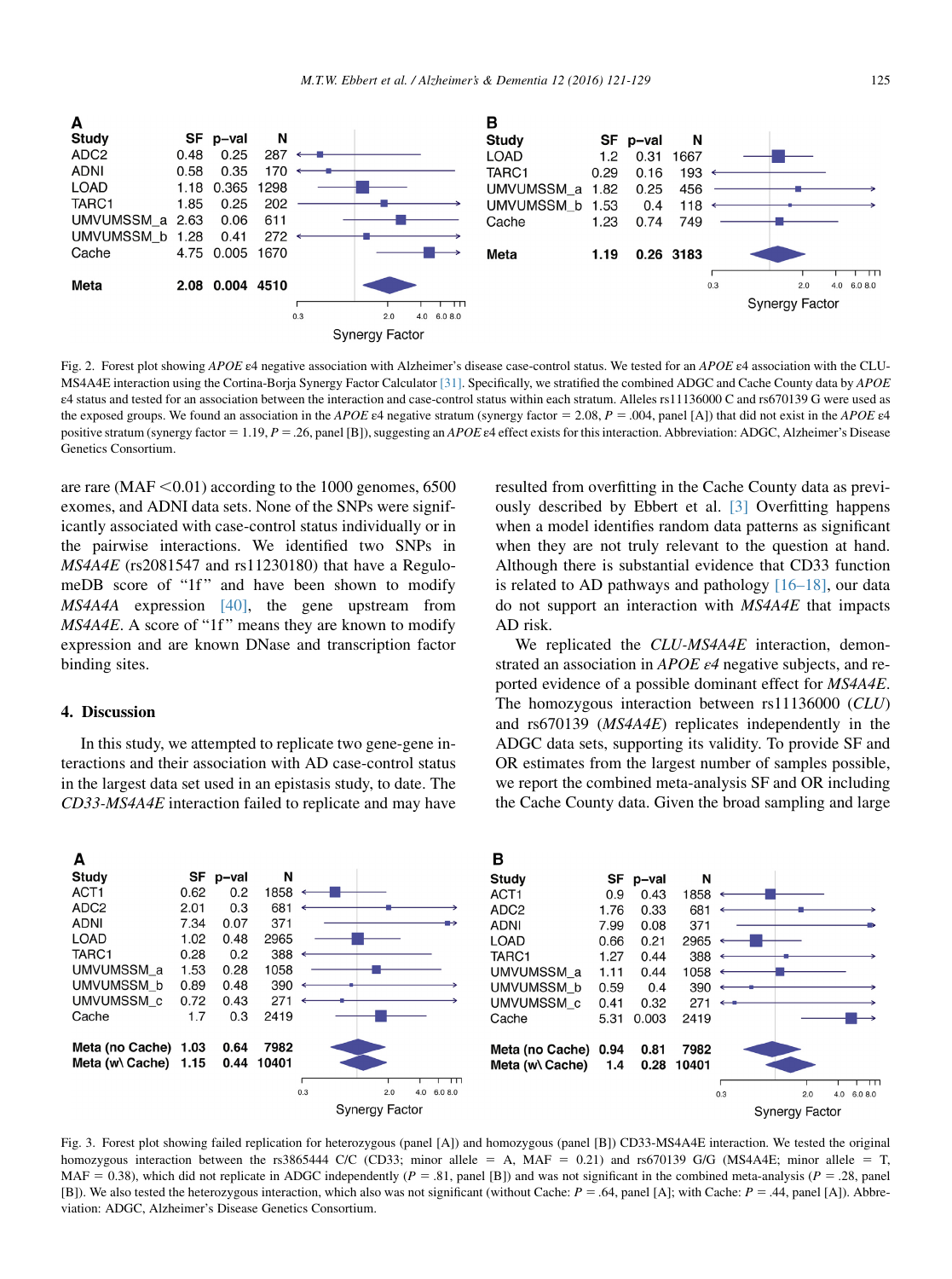**A**

| Study | SF | p-val | N |
|---|---|---|---|
| ADC2 | 0.48 | 0.25 | 287 |
| ADNI | 0.58 | 0.35 | 170 |
| LOAD | 1.18 | 0.365 | 1298 |
| TARC1 | 1.85 | 0.25 | 202 |
| UMVUMSSM_a | 2.63 | 0.06 | 611 |
| UMVUMSSM_b | 1.28 | 0.41 | 272 |
| Cache | 4.75 | 0.005 | 1670 |
| **Meta** | **2.08** | **0.004** | **4510** |

**B**

| Study | SF | p-val | N |
|---|---|---|---|
| LOAD | 1.2 | 0.31 | 1667 |
| TARC1 | 0.29 | 0.16 | 193 |
| UMVUMSSM_a | 1.82 | 0.25 | 456 |
| UMVUMSSM_b | 1.53 | 0.4 | 118 |
| Cache | 1.23 | 0.74 | 749 |
| **Meta** | **1.19** | **0.26** | **3183** |

Fig. 2. Forest plot showing *APOE* ε4 negative association with Alzheimer's disease case-control status. We tested for an *APOE* ε4 association with the CLU-MS4A4E interaction using the Cortina-Borja Synergy Factor Calculator [31]. Specifically, we stratified the combined ADGC and Cache County data by *APOE* ε4 status and tested for an association between the interaction and case-control status within each stratum. Alleles rs11136000 C and rs670139 G were used as the exposed groups. We found an association in the *APOE* ε4 negative stratum (synergy factor = 2.08, $P = .004$, panel [A]) that did not exist in the *APOE* ε4 positive stratum (synergy factor = 1.19, $P = .26$, panel [B]), suggesting an *APOE* ε4 effect exists for this interaction. Abbreviation: ADGC, Alzheimer's Disease Genetics Consortium.

are rare (MAF <0.01) according to the 1000 genomes, 6500 exomes, and ADNI data sets. None of the SNPs were significantly associated with case-control status individually or in the pairwise interactions. We identified two SNPs in *MS4A4E* (rs2081547 and rs11230180) that have a RegulomeDB score of "1f" and have been shown to modify *MS4A4A* expression [40], the gene upstream from *MS4A4E*. A score of "1f" means they are known to modify expression and are known DNase and transcription factor binding sites.

## 4. Discussion

In this study, we attempted to replicate two gene-gene interactions and their association with AD case-control status in the largest data set used in an epistasis study, to date. The *CD33-MS4A4E* interaction failed to replicate and may have resulted from overfitting in the Cache County data as previously described by Ebbert et al. [3] Overfitting happens when a model identifies random data patterns as significant when they are not truly relevant to the question at hand. Although there is substantial evidence that CD33 function is related to AD pathways and pathology [16–18], our data do not support an interaction with *MS4A4E* that impacts AD risk.

We replicated the *CLU-MS4A4E* interaction, demonstrated an association in *APOE ε4* negative subjects, and reported evidence of a possible dominant effect for *MS4A4E*. The homozygous interaction between rs11136000 (*CLU*) and rs670139 (*MS4A4E*) replicates independently in the ADGC data sets, supporting its validity. To provide SF and OR estimates from the largest number of samples possible, we report the combined meta-analysis SF and OR including the Cache County data. Given the broad sampling and large

**A**

| Study | SF | p-val | N |
|---|---|---|---|
| ACT1 | 0.62 | 0.2 | 1858 |
| ADC2 | 2.01 | 0.3 | 681 |
| ADNI | 7.34 | 0.07 | 371 |
| LOAD | 1.02 | 0.48 | 2965 |
| TARC1 | 0.28 | 0.2 | 388 |
| UMVUMSSM_a | 1.53 | 0.28 | 1058 |
| UMVUMSSM_b | 0.89 | 0.48 | 390 |
| UMVUMSSM_c | 0.72 | 0.43 | 271 |
| Cache | 1.7 | 0.3 | 2419 |
| **Meta (no Cache)** | **1.03** | **0.64** | **7982** |
| **Meta (w\ Cache)** | **1.15** | **0.44** | **10401** |

**B**

| Study | SF | p-val | N |
|---|---|---|---|
| ACT1 | 0.9 | 0.43 | 1858 |
| ADC2 | 1.76 | 0.33 | 681 |
| ADNI | 7.99 | 0.08 | 371 |
| LOAD | 0.66 | 0.21 | 2965 |
| TARC1 | 1.27 | 0.44 | 388 |
| UMVUMSSM_a | 1.11 | 0.44 | 1058 |
| UMVUMSSM_b | 0.59 | 0.4 | 390 |
| UMVUMSSM_c | 0.41 | 0.32 | 271 |
| Cache | 5.31 | 0.003 | 2419 |
| **Meta (no Cache)** | **0.94** | **0.81** | **7982** |
| **Meta (w\ Cache)** | **1.4** | **0.28** | **10401** |

Fig. 3. Forest plot showing failed replication for heterozygous (panel [A]) and homozygous (panel [B]) CD33-MS4A4E interaction. We tested the original homozygous interaction between the rs3865444 C/C (CD33; minor allele = A, MAF = 0.21) and rs670139 G/G (MS4A4E; minor allele = T, MAF = 0.38), which did not replicate in ADGC independently ($P = .81$, panel [B]) and was not significant in the combined meta-analysis ($P = .28$, panel [B]). We also tested the heterozygous interaction, which also was not significant (without Cache: $P = .64$, panel [A]; with Cache: $P = .44$, panel [A]). Abbreviation: ADGC, Alzheimer's Disease Genetics Consortium.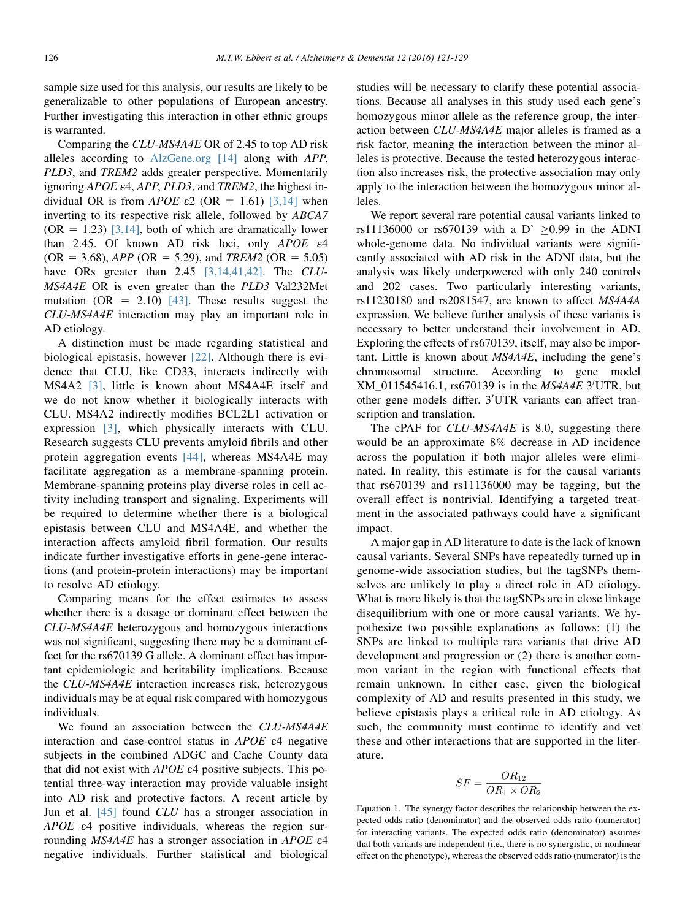sample size used for this analysis, our results are likely to be generalizable to other populations of European ancestry. Further investigating this interaction in other ethnic groups is warranted.

Comparing the *CLU-MS4A4E* OR of 2.45 to top AD risk alleles according to AlzGene.org [14] along with *APP*, *PLD3*, and *TREM2* adds greater perspective. Momentarily ignoring *APOE* ε4, *APP*, *PLD3*, and *TREM2*, the highest individual OR is from *APOE* ε2 (OR = 1.61) [3,14] when inverting to its respective risk allele, followed by *ABCA7* (OR = 1.23) [3,14], both of which are dramatically lower than 2.45. Of known AD risk loci, only *APOE* ε4 (OR = 3.68), *APP* (OR = 5.29), and *TREM2* (OR = 5.05) have ORs greater than 2.45 [3,14,41,42]. The *CLU-MS4A4E* OR is even greater than the *PLD3* Val232Met mutation (OR = 2.10) [43]. These results suggest the *CLU-MS4A4E* interaction may play an important role in AD etiology.

A distinction must be made regarding statistical and biological epistasis, however [22]. Although there is evidence that CLU, like CD33, interacts indirectly with MS4A2 [3], little is known about MS4A4E itself and we do not know whether it biologically interacts with CLU. MS4A2 indirectly modifies BCL2L1 activation or expression [3], which physically interacts with CLU. Research suggests CLU prevents amyloid fibrils and other protein aggregation events [44], whereas MS4A4E may facilitate aggregation as a membrane-spanning protein. Membrane-spanning proteins play diverse roles in cell activity including transport and signaling. Experiments will be required to determine whether there is a biological epistasis between CLU and MS4A4E, and whether the interaction affects amyloid fibril formation. Our results indicate further investigative efforts in gene-gene interactions (and protein-protein interactions) may be important to resolve AD etiology.

Comparing means for the effect estimates to assess whether there is a dosage or dominant effect between the *CLU-MS4A4E* heterozygous and homozygous interactions was not significant, suggesting there may be a dominant effect for the rs670139 G allele. A dominant effect has important epidemiologic and heritability implications. Because the *CLU-MS4A4E* interaction increases risk, heterozygous individuals may be at equal risk compared with homozygous individuals.

We found an association between the *CLU-MS4A4E* interaction and case-control status in *APOE* ε4 negative subjects in the combined ADGC and Cache County data that did not exist with *APOE* ε4 positive subjects. This potential three-way interaction may provide valuable insight into AD risk and protective factors. A recent article by Jun et al. [45] found *CLU* has a stronger association in *APOE* ε4 positive individuals, whereas the region surrounding *MS4A4E* has a stronger association in *APOE* ε4 negative individuals. Further statistical and biological studies will be necessary to clarify these potential associations. Because all analyses in this study used each gene's homozygous minor allele as the reference group, the interaction between *CLU-MS4A4E* major alleles is framed as a risk factor, meaning the interaction between the minor alleles is protective. Because the tested heterozygous interaction also increases risk, the protective association may only apply to the interaction between the homozygous minor alleles.

We report several rare potential causal variants linked to rs11136000 or rs670139 with a D' ≥0.99 in the ADNI whole-genome data. No individual variants were significantly associated with AD risk in the ADNI data, but the analysis was likely underpowered with only 240 controls and 202 cases. Two particularly interesting variants, rs11230180 and rs2081547, are known to affect *MS4A4A* expression. We believe further analysis of these variants is necessary to better understand their involvement in AD. Exploring the effects of rs670139, itself, may also be important. Little is known about *MS4A4E*, including the gene's chromosomal structure. According to gene model XM_011545416.1, rs670139 is in the *MS4A4E* 3′UTR, but other gene models differ. 3′UTR variants can affect transcription and translation.

The cPAF for *CLU-MS4A4E* is 8.0, suggesting there would be an approximate 8% decrease in AD incidence across the population if both major alleles were eliminated. In reality, this estimate is for the causal variants that rs670139 and rs11136000 may be tagging, but the overall effect is nontrivial. Identifying a targeted treatment in the associated pathways could have a significant impact.

A major gap in AD literature to date is the lack of known causal variants. Several SNPs have repeatedly turned up in genome-wide association studies, but the tagSNPs themselves are unlikely to play a direct role in AD etiology. What is more likely is that the tagSNPs are in close linkage disequilibrium with one or more causal variants. We hypothesize two possible explanations as follows: (1) the SNPs are linked to multiple rare variants that drive AD development and progression or (2) there is another common variant in the region with functional effects that remain unknown. In either case, given the biological complexity of AD and results presented in this study, we believe epistasis plays a critical role in AD etiology. As such, the community must continue to identify and vet these and other interactions that are supported in the literature.

$$SF = \frac{OR_{12}}{OR_1 \times OR_2}$$

Equation 1. The synergy factor describes the relationship between the expected odds ratio (denominator) and the observed odds ratio (numerator) for interacting variants. The expected odds ratio (denominator) assumes that both variants are independent (i.e., there is no synergistic, or nonlinear effect on the phenotype), whereas the observed odds ratio (numerator) is the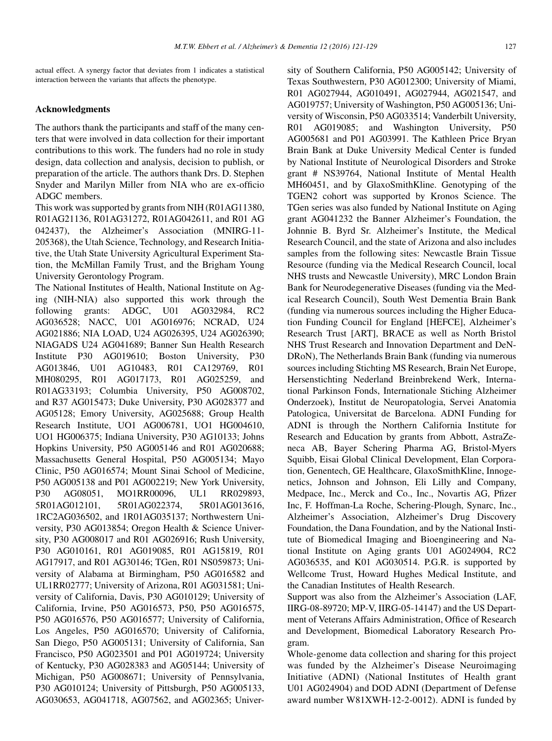actual effect. A synergy factor that deviates from 1 indicates a statistical interaction between the variants that affects the phenotype.

### Acknowledgments

The authors thank the participants and staff of the many centers that were involved in data collection for their important contributions to this work. The funders had no role in study design, data collection and analysis, decision to publish, or preparation of the article. The authors thank Drs. D. Stephen Snyder and Marilyn Miller from NIA who are ex-officio ADGC members.

This work was supported by grants from NIH (R01AG11380, R01AG21136, R01AG31272, R01AG042611, and R01 AG 042437), the Alzheimer's Association (MNIRG-11-205368), the Utah Science, Technology, and Research Initiative, the Utah State University Agricultural Experiment Station, the McMillan Family Trust, and the Brigham Young University Gerontology Program.

The National Institutes of Health, National Institute on Aging (NIH-NIA) also supported this work through the following grants: ADGC, U01 AG032984, RC2 AG036528; NACC, U01 AG016976; NCRAD, U24 AG021886; NIA LOAD, U24 AG026395, U24 AG026390; NIAGADS U24 AG041689; Banner Sun Health Research Institute P30 AG019610; Boston University, P30 AG013846, U01 AG10483, R01 CA129769, R01 MH080295, R01 AG017173, R01 AG025259, and R01AG33193; Columbia University, P50 AG008702, and R37 AG015473; Duke University, P30 AG028377 and AG05128; Emory University, AG025688; Group Health Research Institute, UO1 AG006781, UO1 HG004610, UO1 HG006375; Indiana University, P30 AG10133; Johns Hopkins University, P50 AG005146 and R01 AG020688; Massachusetts General Hospital, P50 AG005134; Mayo Clinic, P50 AG016574; Mount Sinai School of Medicine, P50 AG005138 and P01 AG002219; New York University, P30 AG08051, MO1RR00096, UL1 RR029893, 5R01AG012101, 5R01AG022374, 5R01AG013616, 1RC2AG036502, and 1R01AG035137; Northwestern University, P30 AG013854; Oregon Health & Science University, P30 AG008017 and R01 AG026916; Rush University, P30 AG010161, R01 AG019085, R01 AG15819, R01 AG17917, and R01 AG30146; TGen, R01 NS059873; University of Alabama at Birmingham, P50 AG016582 and UL1RR02777; University of Arizona, R01 AG031581; University of California, Davis, P30 AG010129; University of California, Irvine, P50 AG016573, P50, P50 AG016575, P50 AG016576, P50 AG016577; University of California, Los Angeles, P50 AG016570; University of California, San Diego, P50 AG005131; University of California, San Francisco, P50 AG023501 and P01 AG019724; University of Kentucky, P30 AG028383 and AG05144; University of Michigan, P50 AG008671; University of Pennsylvania, P30 AG010124; University of Pittsburgh, P50 AG005133, AG030653, AG041718, AG07562, and AG02365; University of Southern California, P50 AG005142; University of Texas Southwestern, P30 AG012300; University of Miami, R01 AG027944, AG010491, AG027944, AG021547, and AG019757; University of Washington, P50 AG005136; University of Wisconsin, P50 AG033514; Vanderbilt University, R01 AG019085; and Washington University, P50 AG005681 and P01 AG03991. The Kathleen Price Bryan Brain Bank at Duke University Medical Center is funded by National Institute of Neurological Disorders and Stroke grant # NS39764, National Institute of Mental Health MH60451, and by GlaxoSmithKline. Genotyping of the TGEN2 cohort was supported by Kronos Science. The TGen series was also funded by National Institute on Aging grant AG041232 the Banner Alzheimer's Foundation, the Johnnie B. Byrd Sr. Alzheimer's Institute, the Medical Research Council, and the state of Arizona and also includes samples from the following sites: Newcastle Brain Tissue Resource (funding via the Medical Research Council, local NHS trusts and Newcastle University), MRC London Brain Bank for Neurodegenerative Diseases (funding via the Medical Research Council), South West Dementia Brain Bank (funding via numerous sources including the Higher Education Funding Council for England [HEFCE], Alzheimer's Research Trust [ART], BRACE as well as North Bristol NHS Trust Research and Innovation Department and DeNDRoN), The Netherlands Brain Bank (funding via numerous sources including Stichting MS Research, Brain Net Europe, Hersenstichting Nederland Breinbrekend Werk, International Parkinson Fonds, Internationale Stiching Alzheimer Onderzoek), Institut de Neuropatologia, Servei Anatomia Patologica, Universitat de Barcelona. ADNI Funding for ADNI is through the Northern California Institute for Research and Education by grants from Abbott, AstraZeneca AB, Bayer Schering Pharma AG, Bristol-Myers Squibb, Eisai Global Clinical Development, Elan Corporation, Genentech, GE Healthcare, GlaxoSmithKline, Innogenetics, Johnson and Johnson, Eli Lilly and Company, Medpace, Inc., Merck and Co., Inc., Novartis AG, Pfizer Inc, F. Hoffman-La Roche, Schering-Plough, Synarc, Inc., Alzheimer's Association, Alzheimer's Drug Discovery Foundation, the Dana Foundation, and by the National Institute of Biomedical Imaging and Bioengineering and National Institute on Aging grants U01 AG024904, RC2 AG036535, and K01 AG030514. P.G.R. is supported by Wellcome Trust, Howard Hughes Medical Institute, and the Canadian Institutes of Health Research.

Support was also from the Alzheimer's Association (LAF, IIRG-08-89720; MP-V, IIRG-05-14147) and the US Department of Veterans Affairs Administration, Office of Research and Development, Biomedical Laboratory Research Program.

Whole-genome data collection and sharing for this project was funded by the Alzheimer's Disease Neuroimaging Initiative (ADNI) (National Institutes of Health grant U01 AG024904) and DOD ADNI (Department of Defense award number W81XWH-12-2-0012). ADNI is funded by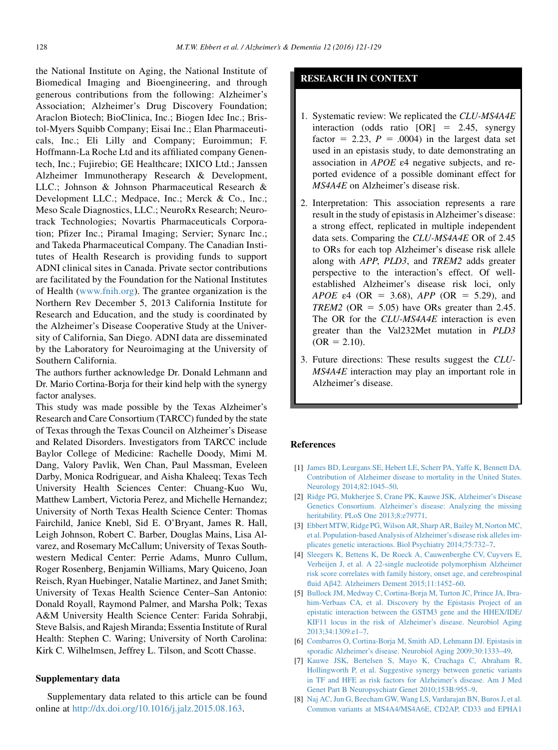the National Institute on Aging, the National Institute of Biomedical Imaging and Bioengineering, and through generous contributions from the following: Alzheimer's Association; Alzheimer's Drug Discovery Foundation; Araclon Biotech; BioClinica, Inc.; Biogen Idec Inc.; Bristol-Myers Squibb Company; Eisai Inc.; Elan Pharmaceuticals, Inc.; Eli Lilly and Company; Euroimmun; F. Hoffmann-La Roche Ltd and its affiliated company Genentech, Inc.; Fujirebio; GE Healthcare; IXICO Ltd.; Janssen Alzheimer Immunotherapy Research & Development, LLC.; Johnson & Johnson Pharmaceutical Research & Development LLC.; Medpace, Inc.; Merck & Co., Inc.; Meso Scale Diagnostics, LLC.; NeuroRx Research; Neurotrack Technologies; Novartis Pharmaceuticals Corporation; Pfizer Inc.; Piramal Imaging; Servier; Synarc Inc.; and Takeda Pharmaceutical Company. The Canadian Institutes of Health Research is providing funds to support ADNI clinical sites in Canada. Private sector contributions are facilitated by the Foundation for the National Institutes of Health (www.fnih.org). The grantee organization is the Northern Rev December 5, 2013 California Institute for Research and Education, and the study is coordinated by the Alzheimer's Disease Cooperative Study at the University of California, San Diego. ADNI data are disseminated by the Laboratory for Neuroimaging at the University of Southern California.

The authors further acknowledge Dr. Donald Lehmann and Dr. Mario Cortina-Borja for their kind help with the synergy factor analyses.

This study was made possible by the Texas Alzheimer's Research and Care Consortium (TARCC) funded by the state of Texas through the Texas Council on Alzheimer's Disease and Related Disorders. Investigators from TARCC include Baylor College of Medicine: Rachelle Doody, Mimi M. Dang, Valory Pavlik, Wen Chan, Paul Massman, Eveleen Darby, Monica Rodriguear, and Aisha Khaleeq; Texas Tech University Health Sciences Center: Chuang-Kuo Wu, Matthew Lambert, Victoria Perez, and Michelle Hernandez; University of North Texas Health Science Center: Thomas Fairchild, Janice Knebl, Sid E. O'Bryant, James R. Hall, Leigh Johnson, Robert C. Barber, Douglas Mains, Lisa Alvarez, and Rosemary McCallum; University of Texas Southwestern Medical Center: Perrie Adams, Munro Cullum, Roger Rosenberg, Benjamin Williams, Mary Quiceno, Joan Reisch, Ryan Huebinger, Natalie Martinez, and Janet Smith; University of Texas Health Science Center–San Antonio: Donald Royall, Raymond Palmer, and Marsha Polk; Texas A&M University Health Science Center: Farida Sohrabji, Steve Balsis, and Rajesh Miranda; Essentia Institute of Rural Health: Stephen C. Waring; University of North Carolina: Kirk C. Wilhelmsen, Jeffrey L. Tilson, and Scott Chasse.

## Supplementary data

Supplementary data related to this article can be found online at http://dx.doi.org/10.1016/j.jalz.2015.08.163.

## RESEARCH IN CONTEXT

1. Systematic review: We replicated the *CLU-MS4A4E* interaction (odds ratio [OR] = 2.45, synergy factor = 2.23, $P$ = .0004) in the largest data set used in an epistasis study, to date demonstrating an association in *APOE* ε4 negative subjects, and reported evidence of a possible dominant effect for *MS4A4E* on Alzheimer's disease risk.
2. Interpretation: This association represents a rare result in the study of epistasis in Alzheimer's disease: a strong effect, replicated in multiple independent data sets. Comparing the *CLU-MS4A4E* OR of 2.45 to ORs for each top Alzheimer's disease risk allele along with *APP*, *PLD3*, and *TREM2* adds greater perspective to the interaction's effect. Of well-established Alzheimer's disease risk loci, only *APOE* ε4 (OR = 3.68), *APP* (OR = 5.29), and *TREM2* (OR = 5.05) have ORs greater than 2.45. The OR for the *CLU-MS4A4E* interaction is even greater than the Val232Met mutation in *PLD3* (OR = 2.10).
3. Future directions: These results suggest the *CLU-MS4A4E* interaction may play an important role in Alzheimer's disease.

## References

[1] James BD, Leurgans SE, Hebert LE, Scherr PA, Yaffe K, Bennett DA. Contribution of Alzheimer disease to mortality in the United States. Neurology 2014;82:1045–50.

[2] Ridge PG, Mukherjee S, Crane PK, Kauwe JSK, Alzheimer's Disease Genetics Consortium. Alzheimer's disease: Analyzing the missing heritability. PLoS One 2013;8:e79771.

[3] Ebbert MTW, Ridge PG, Wilson AR, Sharp AR, Bailey M, Norton MC, et al. Population-based Analysis of Alzheimer's disease risk alleles implicates genetic interactions. Biol Psychiatry 2014;75:732–7.

[4] Sleegers K, Bettens K, De Roeck A, Cauwenberghe CV, Cuyvers E, Verheijen J, et al. A 22-single nucleotide polymorphism Alzheimer risk score correlates with family history, onset age, and cerebrospinal fluid Aβ42. Alzheimers Dement 2015;11:1452–60.

[5] Bullock JM, Medway C, Cortina-Borja M, Turton JC, Prince JA, Ibrahim-Verbaas CA, et al. Discovery by the Epistasis Project of an epistatic interaction between the GSTM3 gene and the HHEX/IDE/KIF11 locus in the risk of Alzheimer's disease. Neurobiol Aging 2013;34:1309.e1–7.

[6] Combarros O, Cortina-Borja M, Smith AD, Lehmann DJ. Epistasis in sporadic Alzheimer's disease. Neurobiol Aging 2009;30:1333–49.

[7] Kauwe JSK, Bertelsen S, Mayo K, Cruchaga C, Abraham R, Hollingworth P, et al. Suggestive synergy between genetic variants in TF and HFE as risk factors for Alzheimer's disease. Am J Med Genet Part B Neuropsychiatr Genet 2010;153B:955–9.

[8] Naj AC, Jun G, Beecham GW, Wang LS, Vardarajan BN, Buros J, et al. Common variants at MS4A4/MS4A6E, CD2AP, CD33 and EPHA1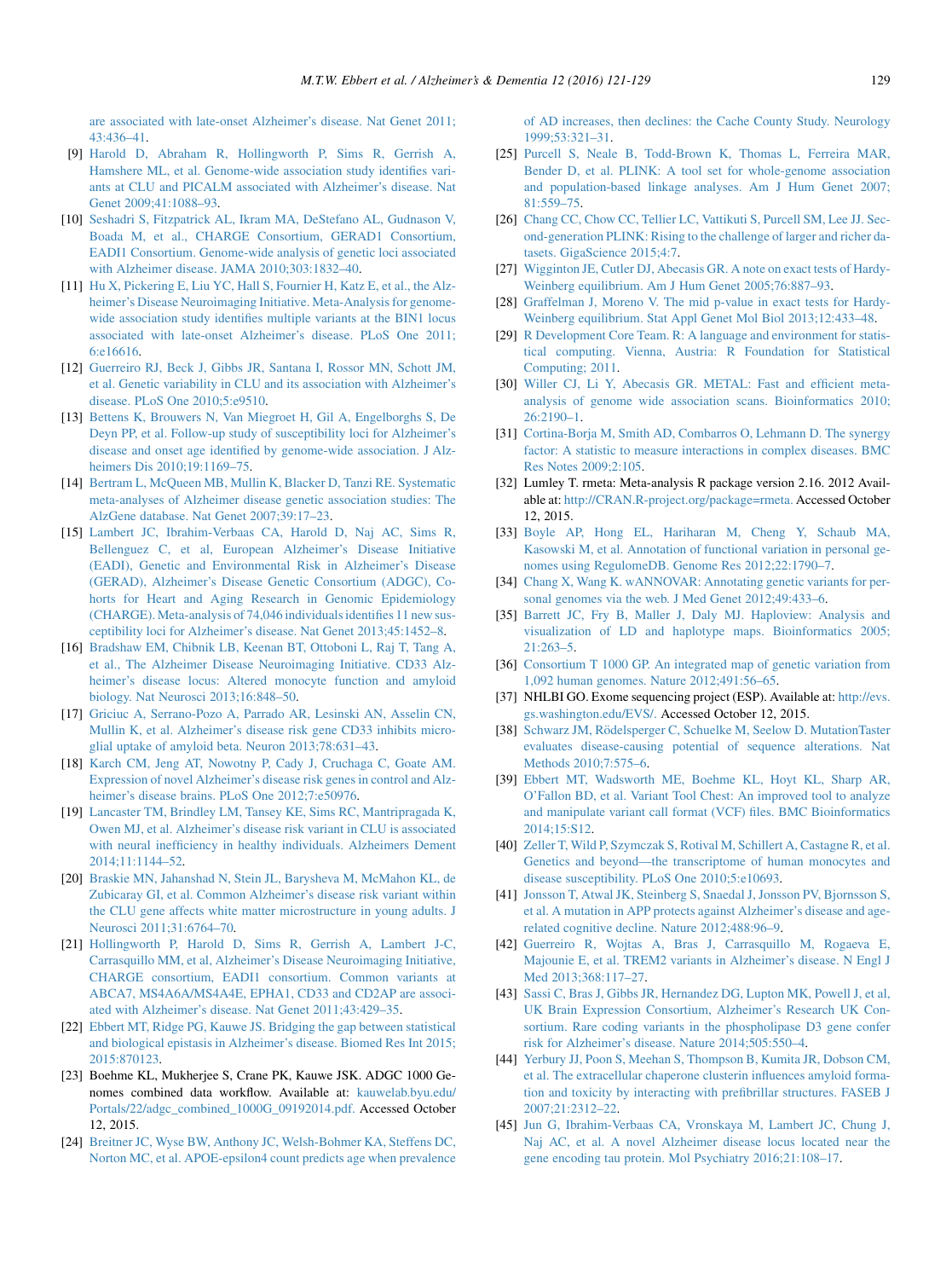are associated with late-onset Alzheimer's disease. Nat Genet 2011; 43:436–41.

[9] Harold D, Abraham R, Hollingworth P, Sims R, Gerrish A, Hamshere ML, et al. Genome-wide association study identifies variants at CLU and PICALM associated with Alzheimer's disease. Nat Genet 2009;41:1088–93.

[10] Seshadri S, Fitzpatrick AL, Ikram MA, DeStefano AL, Gudnason V, Boada M, et al., CHARGE Consortium, GERAD1 Consortium, EADI1 Consortium. Genome-wide analysis of genetic loci associated with Alzheimer disease. JAMA 2010;303:1832–40.

[11] Hu X, Pickering E, Liu YC, Hall S, Fournier H, Katz E, et al., the Alzheimer's Disease Neuroimaging Initiative. Meta-Analysis for genome-wide association study identifies multiple variants at the BIN1 locus associated with late-onset Alzheimer's disease. PLoS One 2011; 6:e16616.

[12] Guerreiro RJ, Beck J, Gibbs JR, Santana I, Rossor MN, Schott JM, et al. Genetic variability in CLU and its association with Alzheimer's disease. PLoS One 2010;5:e9510.

[13] Bettens K, Brouwers N, Van Miegroet H, Gil A, Engelborghs S, De Deyn PP, et al. Follow-up study of susceptibility loci for Alzheimer's disease and onset age identified by genome-wide association. J Alzheimers Dis 2010;19:1169–75.

[14] Bertram L, McQueen MB, Mullin K, Blacker D, Tanzi RE. Systematic meta-analyses of Alzheimer disease genetic association studies: The AlzGene database. Nat Genet 2007;39:17–23.

[15] Lambert JC, Ibrahim-Verbaas CA, Harold D, Naj AC, Sims R, Bellenguez C, et al, European Alzheimer's Disease Initiative (EADI), Genetic and Environmental Risk in Alzheimer's Disease (GERAD), Alzheimer's Disease Genetic Consortium (ADGC), Cohorts for Heart and Aging Research in Genomic Epidemiology (CHARGE). Meta-analysis of 74,046 individuals identifies 11 new susceptibility loci for Alzheimer's disease. Nat Genet 2013;45:1452–8.

[16] Bradshaw EM, Chibnik LB, Keenan BT, Ottoboni L, Raj T, Tang A, et al., The Alzheimer Disease Neuroimaging Initiative. CD33 Alzheimer's disease locus: Altered monocyte function and amyloid biology. Nat Neurosci 2013;16:848–50.

[17] Griciuc A, Serrano-Pozo A, Parrado AR, Lesinski AN, Asselin CN, Mullin K, et al. Alzheimer's disease risk gene CD33 inhibits microglial uptake of amyloid beta. Neuron 2013;78:631–43.

[18] Karch CM, Jeng AT, Nowotny P, Cady J, Cruchaga C, Goate AM. Expression of novel Alzheimer's disease risk genes in control and Alzheimer's disease brains. PLoS One 2012;7:e50976.

[19] Lancaster TM, Brindley LM, Tansey KE, Sims RC, Mantripragada K, Owen MJ, et al. Alzheimer's disease risk variant in CLU is associated with neural inefficiency in healthy individuals. Alzheimers Dement 2014;11:1144–52.

[20] Braskie MN, Jahanshad N, Stein JL, Barysheva M, McMahon KL, de Zubicaray GI, et al. Common Alzheimer's disease risk variant within the CLU gene affects white matter microstructure in young adults. J Neurosci 2011;31:6764–70.

[21] Hollingworth P, Harold D, Sims R, Gerrish A, Lambert J-C, Carrasquillo MM, et al, Alzheimer's Disease Neuroimaging Initiative, CHARGE consortium, EADI1 consortium. Common variants at ABCA7, MS4A6A/MS4A4E, EPHA1, CD33 and CD2AP are associated with Alzheimer's disease. Nat Genet 2011;43:429–35.

[22] Ebbert MT, Ridge PG, Kauwe JS. Bridging the gap between statistical and biological epistasis in Alzheimer's disease. Biomed Res Int 2015; 2015:870123.

[23] Boehme KL, Mukherjee S, Crane PK, Kauwe JSK. ADGC 1000 Genomes combined data workflow. Available at: kauwelab.byu.edu/Portals/22/adgc_combined_1000G_09192014.pdf. Accessed October 12, 2015.

[24] Breitner JC, Wyse BW, Anthony JC, Welsh-Bohmer KA, Steffens DC, Norton MC, et al. APOE-epsilon4 count predicts age when prevalence of AD increases, then declines: the Cache County Study. Neurology 1999;53:321–31.

[25] Purcell S, Neale B, Todd-Brown K, Thomas L, Ferreira MAR, Bender D, et al. PLINK: A tool set for whole-genome association and population-based linkage analyses. Am J Hum Genet 2007; 81:559–75.

[26] Chang CC, Chow CC, Tellier LC, Vattikuti S, Purcell SM, Lee JJ. Second-generation PLINK: Rising to the challenge of larger and richer datasets. GigaScience 2015;4:7.

[27] Wigginton JE, Cutler DJ, Abecasis GR. A note on exact tests of Hardy-Weinberg equilibrium. Am J Hum Genet 2005;76:887–93.

[28] Graffelman J, Moreno V. The mid p-value in exact tests for Hardy-Weinberg equilibrium. Stat Appl Genet Mol Biol 2013;12:433–48.

[29] R Development Core Team. R: A language and environment for statistical computing. Vienna, Austria: R Foundation for Statistical Computing; 2011.

[30] Willer CJ, Li Y, Abecasis GR. METAL: Fast and efficient meta-analysis of genome wide association scans. Bioinformatics 2010; 26:2190–1.

[31] Cortina-Borja M, Smith AD, Combarros O, Lehmann D. The synergy factor: A statistic to measure interactions in complex diseases. BMC Res Notes 2009;2:105.

[32] Lumley T. rmeta: Meta-analysis R package version 2.16. 2012 Available at: http://CRAN.R-project.org/package=rmeta. Accessed October 12, 2015.

[33] Boyle AP, Hong EL, Hariharan M, Cheng Y, Schaub MA, Kasowski M, et al. Annotation of functional variation in personal genomes using RegulomeDB. Genome Res 2012;22:1790–7.

[34] Chang X, Wang K. wANNOVAR: Annotating genetic variants for personal genomes via the web. J Med Genet 2012;49:433–6.

[35] Barrett JC, Fry B, Maller J, Daly MJ. Haploview: Analysis and visualization of LD and haplotype maps. Bioinformatics 2005; 21:263–5.

[36] Consortium T 1000 GP. An integrated map of genetic variation from 1,092 human genomes. Nature 2012;491:56–65.

[37] NHLBI GO. Exome sequencing project (ESP). Available at: http://evs.gs.washington.edu/EVS/. Accessed October 12, 2015.

[38] Schwarz JM, Rödelsperger C, Schuelke M, Seelow D. MutationTaster evaluates disease-causing potential of sequence alterations. Nat Methods 2010;7:575–6.

[39] Ebbert MT, Wadsworth ME, Boehme KL, Hoyt KL, Sharp AR, O'Fallon BD, et al. Variant Tool Chest: An improved tool to analyze and manipulate variant call format (VCF) files. BMC Bioinformatics 2014;15:S12.

[40] Zeller T, Wild P, Szymczak S, Rotival M, Schillert A, Castagne R, et al. Genetics and beyond—the transcriptome of human monocytes and disease susceptibility. PLoS One 2010;5:e10693.

[41] Jonsson T, Atwal JK, Steinberg S, Snaedal J, Jonsson PV, Bjornsson S, et al. A mutation in APP protects against Alzheimer's disease and age-related cognitive decline. Nature 2012;488:96–9.

[42] Guerreiro R, Wojtas A, Bras J, Carrasquillo M, Rogaeva E, Majounie E, et al. TREM2 variants in Alzheimer's disease. N Engl J Med 2013;368:117–27.

[43] Sassi C, Bras J, Gibbs JR, Hernandez DG, Lupton MK, Powell J, et al, UK Brain Expression Consortium, Alzheimer's Research UK Consortium. Rare coding variants in the phospholipase D3 gene confer risk for Alzheimer's disease. Nature 2014;505:550–4.

[44] Yerbury JJ, Poon S, Meehan S, Thompson B, Kumita JR, Dobson CM, et al. The extracellular chaperone clusterin influences amyloid formation and toxicity by interacting with prefibrillar structures. FASEB J 2007;21:2312–22.

[45] Jun G, Ibrahim-Verbaas CA, Vronskaya M, Lambert JC, Chung J, Naj AC, et al. A novel Alzheimer disease locus located near the gene encoding tau protein. Mol Psychiatry 2016;21:108–17.